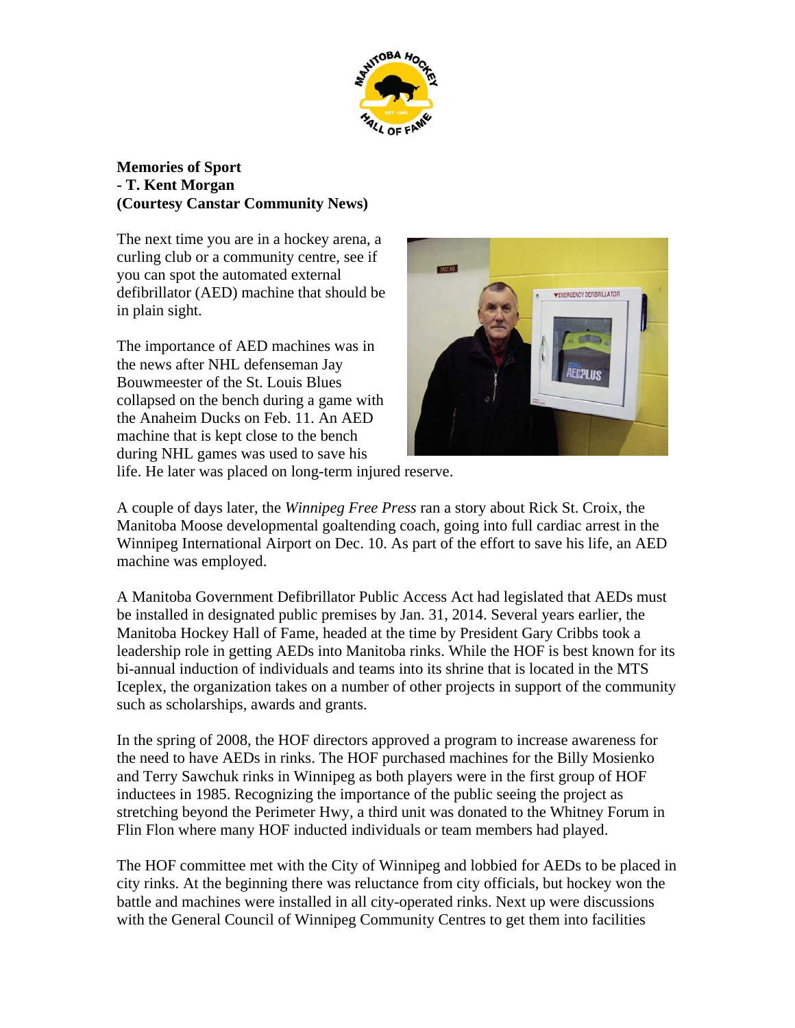**Memories of Sport**
**- T. Kent Morgan**
**(Courtesy Canstar Community News)**

The next time you are in a hockey arena, a curling club or a community centre, see if you can spot the automated external defibrillator (AED) machine that should be in plain sight.

The importance of AED machines was in the news after NHL defenseman Jay Bouwmeester of the St. Louis Blues collapsed on the bench during a game with the Anaheim Ducks on Feb. 11. An AED machine that is kept close to the bench during NHL games was used to save his life. He later was placed on long-term injured reserve.

A couple of days later, the *Winnipeg Free Press* ran a story about Rick St. Croix, the Manitoba Moose developmental goaltending coach, going into full cardiac arrest in the Winnipeg International Airport on Dec. 10. As part of the effort to save his life, an AED machine was employed.

A Manitoba Government Defibrillator Public Access Act had legislated that AEDs must be installed in designated public premises by Jan. 31, 2014. Several years earlier, the Manitoba Hockey Hall of Fame, headed at the time by President Gary Cribbs took a leadership role in getting AEDs into Manitoba rinks. While the HOF is best known for its bi-annual induction of individuals and teams into its shrine that is located in the MTS Iceplex, the organization takes on a number of other projects in support of the community such as scholarships, awards and grants.

In the spring of 2008, the HOF directors approved a program to increase awareness for the need to have AEDs in rinks. The HOF purchased machines for the Billy Mosienko and Terry Sawchuk rinks in Winnipeg as both players were in the first group of HOF inductees in 1985. Recognizing the importance of the public seeing the project as stretching beyond the Perimeter Hwy, a third unit was donated to the Whitney Forum in Flin Flon where many HOF inducted individuals or team members had played.

The HOF committee met with the City of Winnipeg and lobbied for AEDs to be placed in city rinks. At the beginning there was reluctance from city officials, but hockey won the battle and machines were installed in all city-operated rinks. Next up were discussions with the General Council of Winnipeg Community Centres to get them into facilities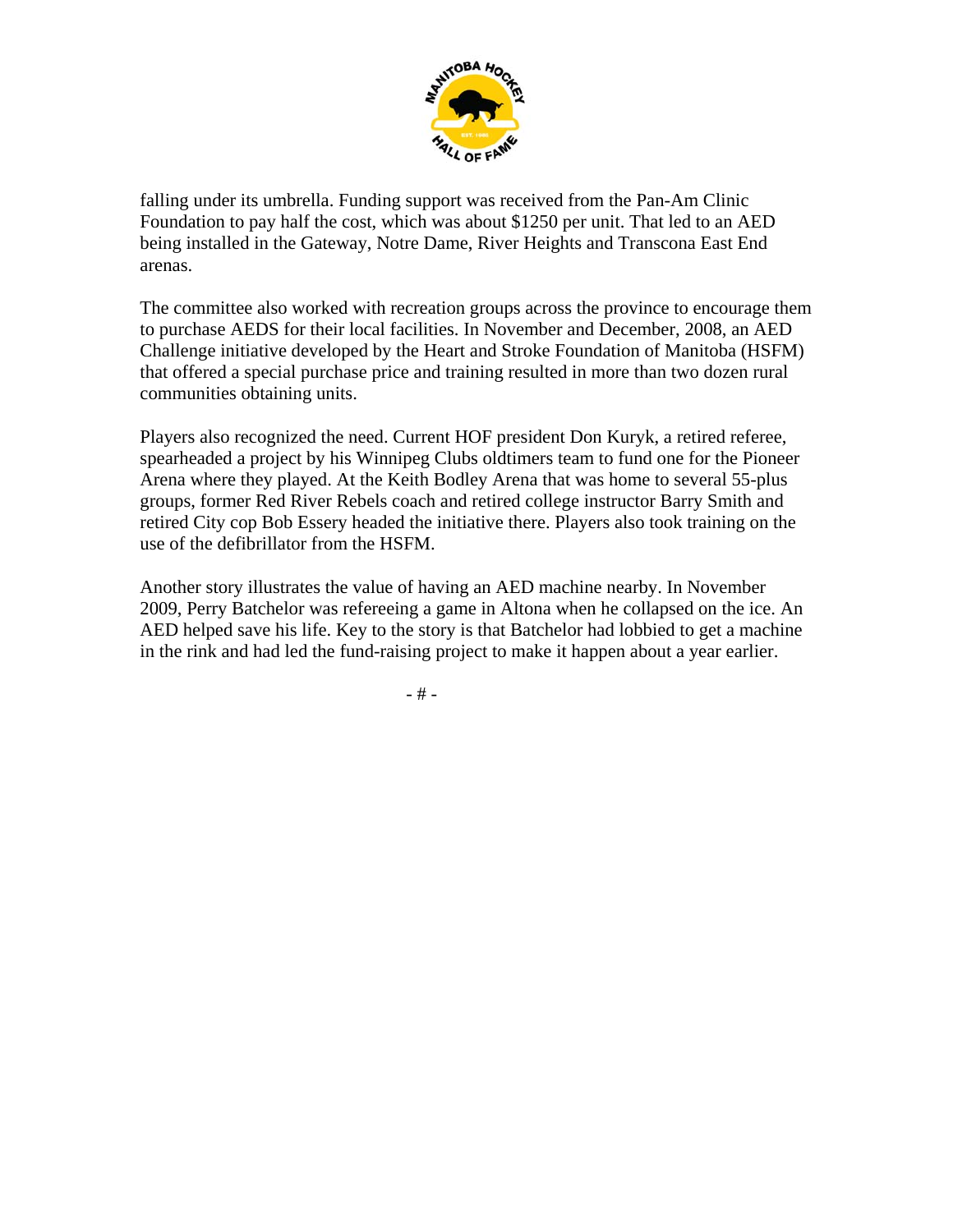falling under its umbrella. Funding support was received from the Pan-Am Clinic Foundation to pay half the cost, which was about $1250 per unit. That led to an AED being installed in the Gateway, Notre Dame, River Heights and Transcona East End arenas.

The committee also worked with recreation groups across the province to encourage them to purchase AEDS for their local facilities. In November and December, 2008, an AED Challenge initiative developed by the Heart and Stroke Foundation of Manitoba (HSFM) that offered a special purchase price and training resulted in more than two dozen rural communities obtaining units.

Players also recognized the need. Current HOF president Don Kuryk, a retired referee, spearheaded a project by his Winnipeg Clubs oldtimers team to fund one for the Pioneer Arena where they played. At the Keith Bodley Arena that was home to several 55-plus groups, former Red River Rebels coach and retired college instructor Barry Smith and retired City cop Bob Essery headed the initiative there. Players also took training on the use of the defibrillator from the HSFM.

Another story illustrates the value of having an AED machine nearby. In November 2009, Perry Batchelor was refereeing a game in Altona when he collapsed on the ice. An AED helped save his life. Key to the story is that Batchelor had lobbied to get a machine in the rink and had led the fund-raising project to make it happen about a year earlier.

- # -